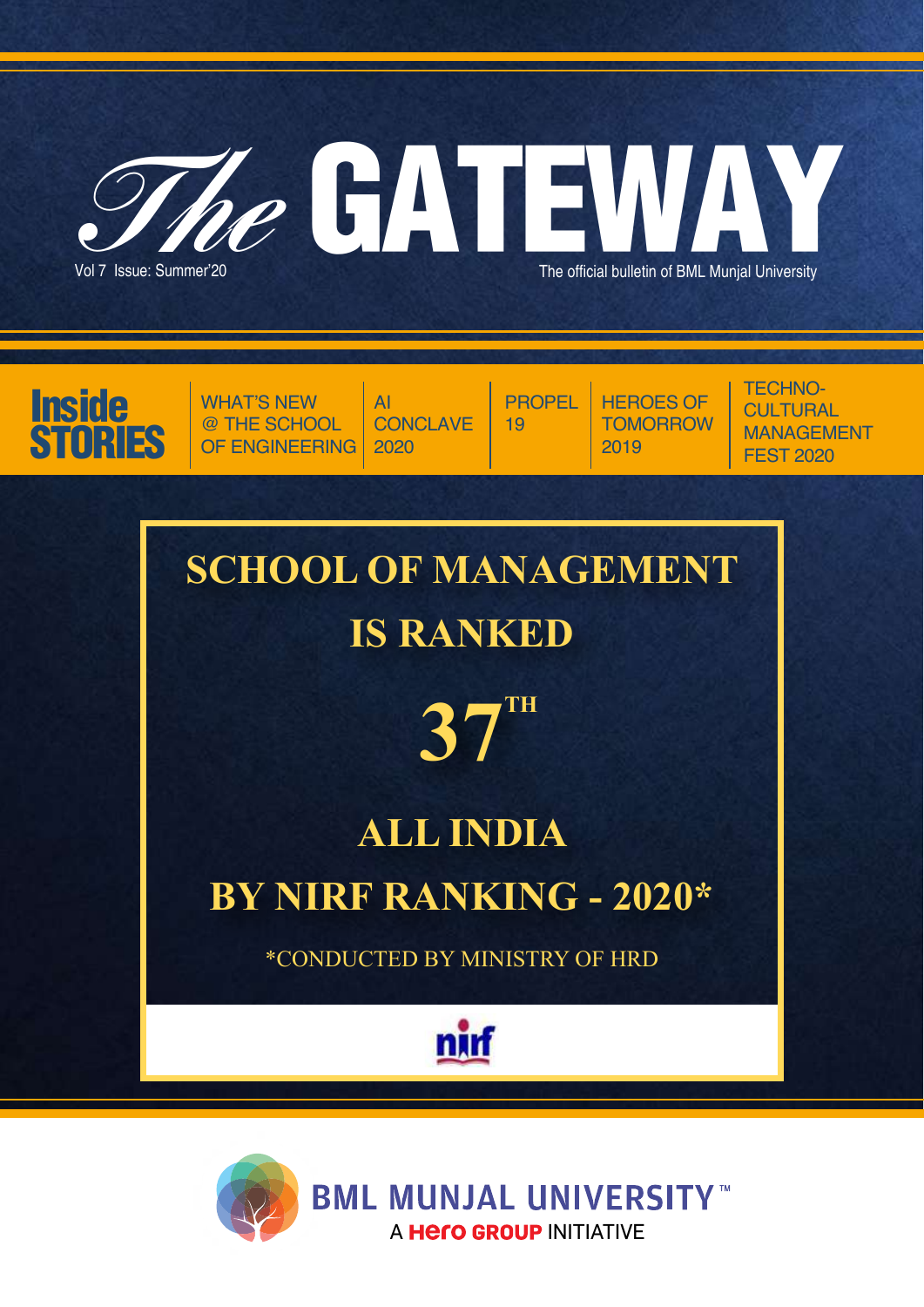# The GATEWAY

Vol 7 Issue: Summer'20

The official bulletin of BML Munjal University

**Inside STORIES**

- WHAT'S NEW @ THE SCHOOL OF ENGINEERING
- AI CONCLAVE 2020
- PROPEL 19
- HEROES OF TOMORROW 2019
- TECHNO-CULTURAL MANAGEMENT FEST 2020

## SCHOOL OF MANAGEMENT IS RANKED

## 37TH

## ALL INDIA BY NIRF RANKING - 2020*

*CONDUCTED BY MINISTRY OF HRD

nirf

BML MUNJAL UNIVERSITY™

A Hero GROUP INITIATIVE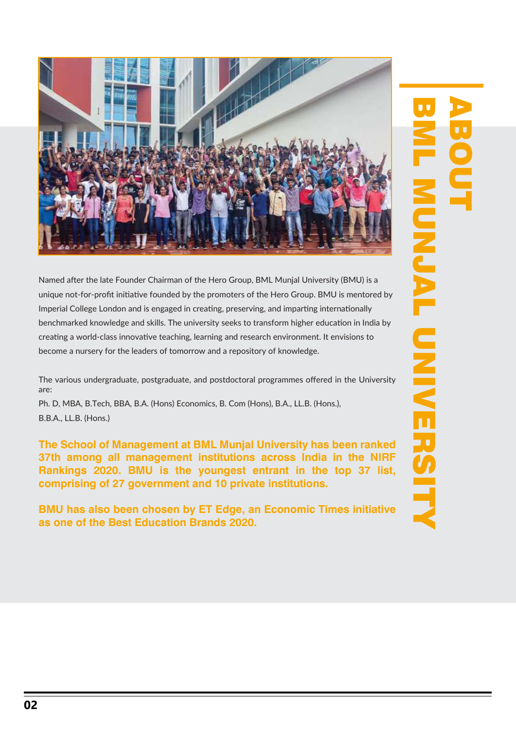# ABOUT BML MUNJAL UNIVERSITY

Named after the late Founder Chairman of the Hero Group, BML Munjal University (BMU) is a unique not-for-profit initiative founded by the promoters of the Hero Group. BMU is mentored by Imperial College London and is engaged in creating, preserving, and imparting internationally benchmarked knowledge and skills. The university seeks to transform higher education in India by creating a world-class innovative teaching, learning and research environment. It envisions to become a nursery for the leaders of tomorrow and a repository of knowledge.

The various undergraduate, postgraduate, and postdoctoral programmes offered in the University are:

Ph. D, MBA, B.Tech, BBA, B.A. (Hons) Economics, B. Com (Hons), B.A., LL.B. (Hons.), B.B.A., LL.B. (Hons.)

**The School of Management at BML Munjal University has been ranked 37th among all management institutions across India in the NIRF Rankings 2020. BMU is the youngest entrant in the top 37 list, comprising of 27 government and 10 private institutions.**

**BMU has also been chosen by ET Edge, an Economic Times initiative as one of the Best Education Brands 2020.**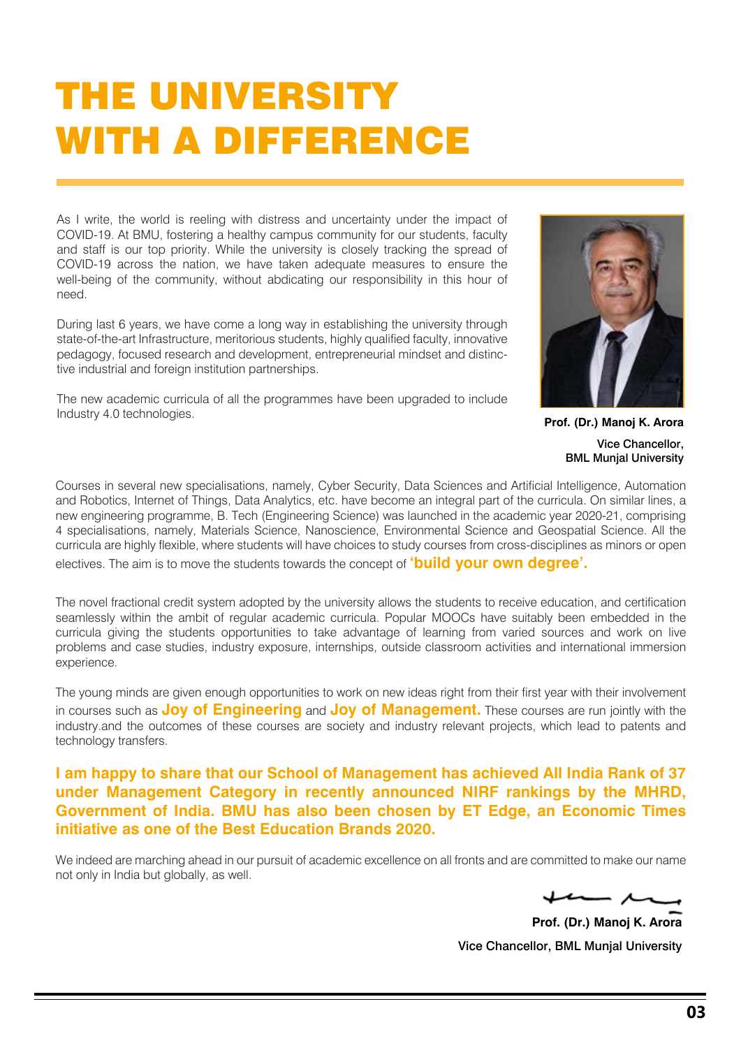# THE UNIVERSITY WITH A DIFFERENCE

As I write, the world is reeling with distress and uncertainty under the impact of COVID-19. At BMU, fostering a healthy campus community for our students, faculty and staff is our top priority. While the university is closely tracking the spread of COVID-19 across the nation, we have taken adequate measures to ensure the well-being of the community, without abdicating our responsibility in this hour of need.

During last 6 years, we have come a long way in establishing the university through state-of-the-art Infrastructure, meritorious students, highly qualified faculty, innovative pedagogy, focused research and development, entrepreneurial mindset and distinctive industrial and foreign institution partnerships.

The new academic curricula of all the programmes have been upgraded to include Industry 4.0 technologies.

**Prof. (Dr.) Manoj K. Arora**

Vice Chancellor,
BML Munjal University

Courses in several new specialisations, namely, Cyber Security, Data Sciences and Artificial Intelligence, Automation and Robotics, Internet of Things, Data Analytics, etc. have become an integral part of the curricula. On similar lines, a new engineering programme, B. Tech (Engineering Science) was launched in the academic year 2020-21, comprising 4 specialisations, namely, Materials Science, Nanoscience, Environmental Science and Geospatial Science. All the curricula are highly flexible, where students will have choices to study courses from cross-disciplines as minors or open electives. The aim is to move the students towards the concept of **'build your own degree'.**

The novel fractional credit system adopted by the university allows the students to receive education, and certification seamlessly within the ambit of regular academic curricula. Popular MOOCs have suitably been embedded in the curricula giving the students opportunities to take advantage of learning from varied sources and work on live problems and case studies, industry exposure, internships, outside classroom activities and international immersion experience.

The young minds are given enough opportunities to work on new ideas right from their first year with their involvement in courses such as **Joy of Engineering** and **Joy of Management.** These courses are run jointly with the industry.and the outcomes of these courses are society and industry relevant projects, which lead to patents and technology transfers.

**I am happy to share that our School of Management has achieved All India Rank of 37 under Management Category in recently announced NIRF rankings by the MHRD, Government of India. BMU has also been chosen by ET Edge, an Economic Times initiative as one of the Best Education Brands 2020.**

We indeed are marching ahead in our pursuit of academic excellence on all fronts and are committed to make our name not only in India but globally, as well.

**Prof. (Dr.) Manoj K. Arora**

Vice Chancellor, BML Munjal University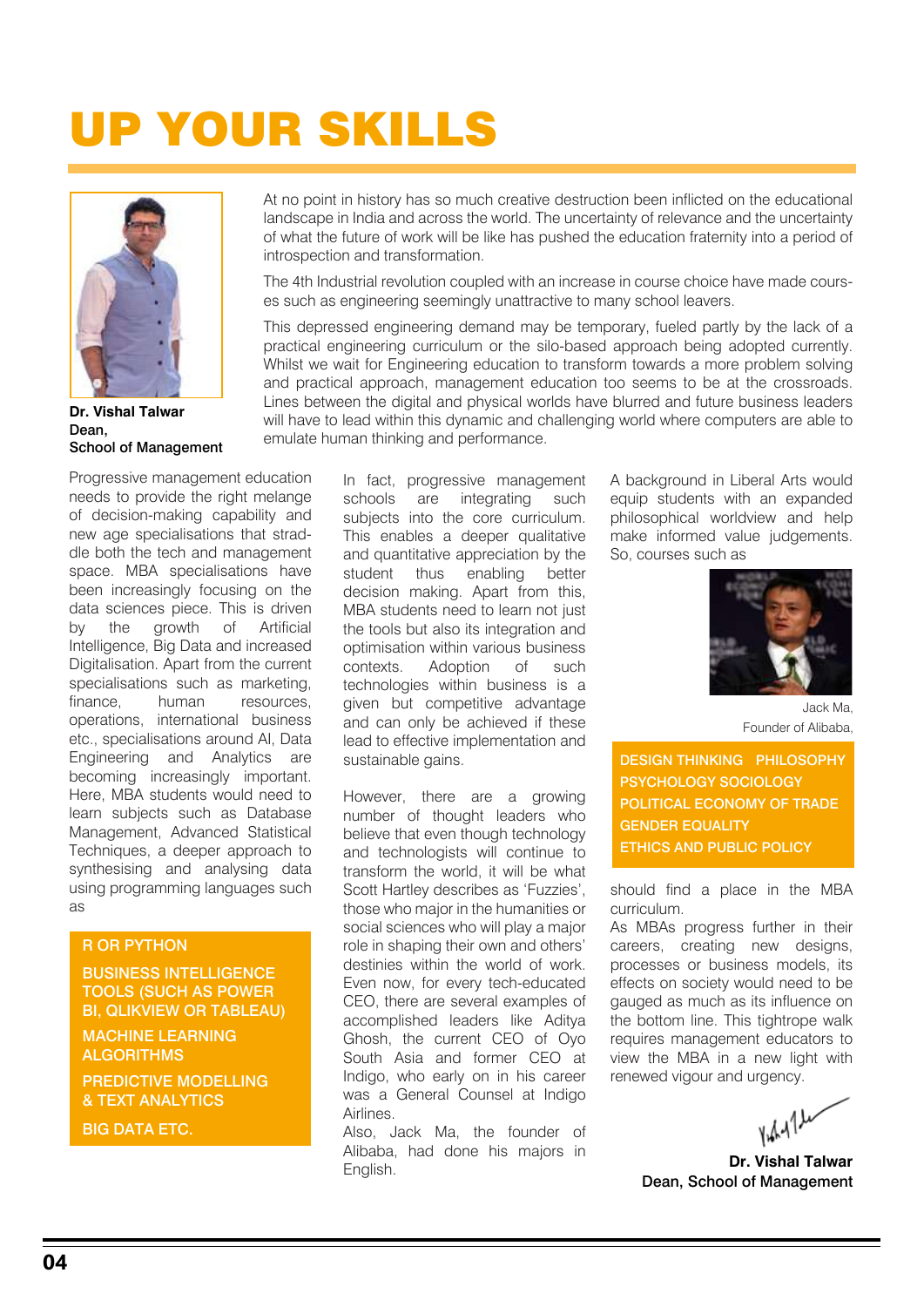# UP YOUR SKILLS

**Dr. Vishal Talwar**
**Dean,**
**School of Management**

At no point in history has so much creative destruction been inflicted on the educational landscape in India and across the world. The uncertainty of relevance and the uncertainty of what the future of work will be like has pushed the education fraternity into a period of introspection and transformation.

The 4th Industrial revolution coupled with an increase in course choice have made courses such as engineering seemingly unattractive to many school leavers.

This depressed engineering demand may be temporary, fueled partly by the lack of a practical engineering curriculum or the silo-based approach being adopted currently. Whilst we wait for Engineering education to transform towards a more problem solving and practical approach, management education too seems to be at the crossroads. Lines between the digital and physical worlds have blurred and future business leaders will have to lead within this dynamic and challenging world where computers are able to emulate human thinking and performance.

Progressive management education needs to provide the right melange of decision-making capability and new age specialisations that straddle both the tech and management space. MBA specialisations have been increasingly focusing on the data sciences piece. This is driven by the growth of Artificial Intelligence, Big Data and increased Digitalisation. Apart from the current specialisations such as marketing, finance, human resources, operations, international business etc., specialisations around AI, Data Engineering and Analytics are becoming increasingly important. Here, MBA students would need to learn subjects such as Database Management, Advanced Statistical Techniques, a deeper approach to synthesising and analysing data using programming languages such as

- R OR PYTHON
- BUSINESS INTELLIGENCE TOOLS (SUCH AS POWER BI, QLIKVIEW OR TABLEAU)
- MACHINE LEARNING ALGORITHMS
- PREDICTIVE MODELLING & TEXT ANALYTICS
- BIG DATA ETC.

In fact, progressive management schools are integrating such subjects into the core curriculum. This enables a deeper qualitative and quantitative appreciation by the student thus enabling better decision making. Apart from this, MBA students need to learn not just the tools but also its integration and optimisation within various business contexts. Adoption of such technologies within business is a given but competitive advantage and can only be achieved if these lead to effective implementation and sustainable gains.

However, there are a growing number of thought leaders who believe that even though technology and technologists will continue to transform the world, it will be what Scott Hartley describes as 'Fuzzies', those who major in the humanities or social sciences who will play a major role in shaping their own and others' destinies within the world of work. Even now, for every tech-educated CEO, there are several examples of accomplished leaders like Aditya Ghosh, the current CEO of Oyo South Asia and former CEO at Indigo, who early on in his career was a General Counsel at Indigo Airlines.
Also, Jack Ma, the founder of Alibaba, had done his majors in English.

A background in Liberal Arts would equip students with an expanded philosophical worldview and help make informed value judgements. So, courses such as

Jack Ma,
Founder of Alibaba,

- DESIGN THINKING
- PHILOSOPHY
- PSYCHOLOGY
- SOCIOLOGY
- POLITICAL ECONOMY OF TRADE
- GENDER EQUALITY
- ETHICS AND PUBLIC POLICY

should find a place in the MBA curriculum.
As MBAs progress further in their careers, creating new designs, processes or business models, its effects on society would need to be gauged as much as its influence on the bottom line. This tightrope walk requires management educators to view the MBA in a new light with renewed vigour and urgency.

**Dr. Vishal Talwar**
**Dean, School of Management**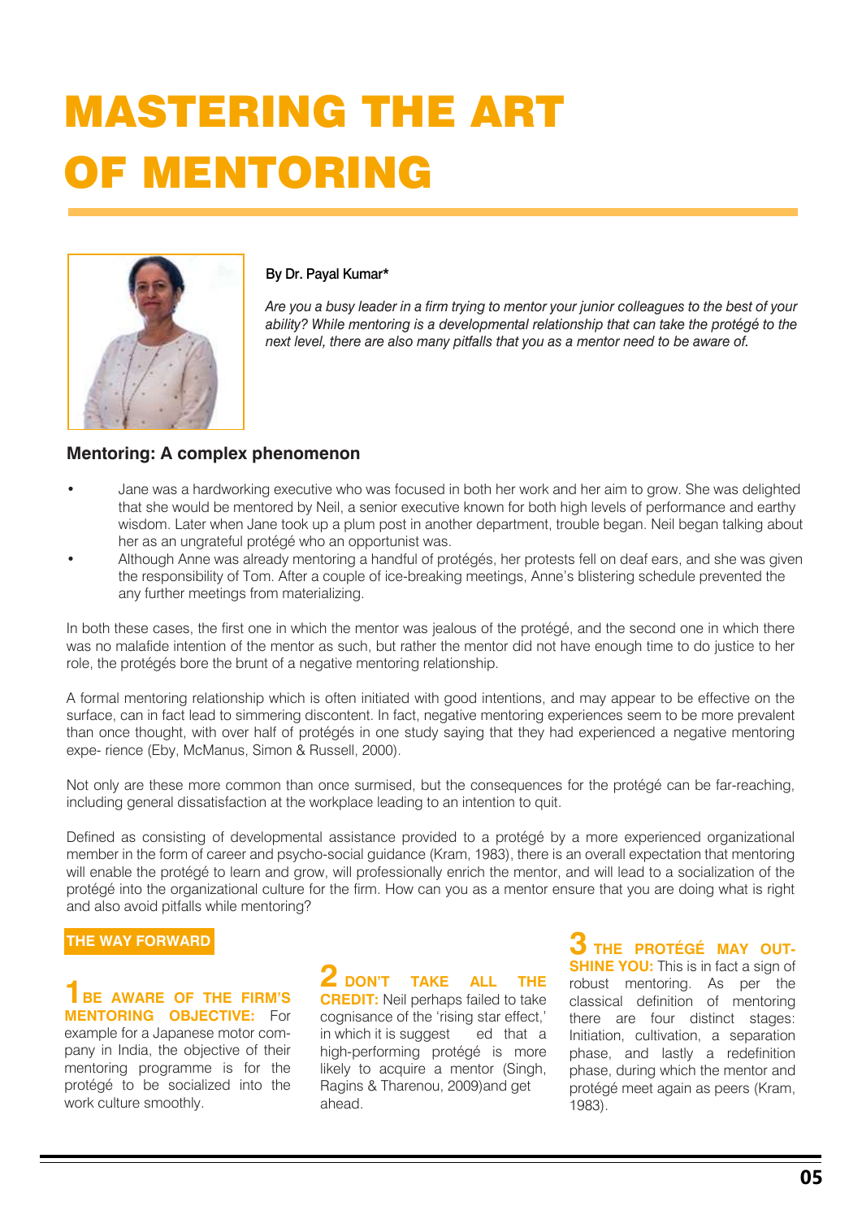# MASTERING THE ART OF MENTORING

**By Dr. Payal Kumar***

*Are you a busy leader in a firm trying to mentor your junior colleagues to the best of your ability? While mentoring is a developmental relationship that can take the protégé to the next level, there are also many pitfalls that you as a mentor need to be aware of.*

## Mentoring: A complex phenomenon

- Jane was a hardworking executive who was focused in both her work and her aim to grow. She was delighted that she would be mentored by Neil, a senior executive known for both high levels of performance and earthy wisdom. Later when Jane took up a plum post in another department, trouble began. Neil began talking about her as an ungrateful protégé who an opportunist was.
- Although Anne was already mentoring a handful of protégés, her protests fell on deaf ears, and she was given the responsibility of Tom. After a couple of ice-breaking meetings, Anne's blistering schedule prevented the any further meetings from materializing.

In both these cases, the first one in which the mentor was jealous of the protégé, and the second one in which there was no malafide intention of the mentor as such, but rather the mentor did not have enough time to do justice to her role, the protégés bore the brunt of a negative mentoring relationship.

A formal mentoring relationship which is often initiated with good intentions, and may appear to be effective on the surface, can in fact lead to simmering discontent. In fact, negative mentoring experiences seem to be more prevalent than once thought, with over half of protégés in one study saying that they had experienced a negative mentoring expe- rience (Eby, McManus, Simon & Russell, 2000).

Not only are these more common than once surmised, but the consequences for the protégé can be far-reaching, including general dissatisfaction at the workplace leading to an intention to quit.

Defined as consisting of developmental assistance provided to a protégé by a more experienced organizational member in the form of career and psycho-social guidance (Kram, 1983), there is an overall expectation that mentoring will enable the protégé to learn and grow, will professionally enrich the mentor, and will lead to a socialization of the protégé into the organizational culture for the firm. How can you as a mentor ensure that you are doing what is right and also avoid pitfalls while mentoring?

### THE WAY FORWARD

**1 BE AWARE OF THE FIRM'S MENTORING OBJECTIVE:** For example for a Japanese motor company in India, the objective of their mentoring programme is for the protégé to be socialized into the work culture smoothly.

**2 DON'T TAKE ALL THE CREDIT:** Neil perhaps failed to take cognisance of the 'rising star effect,' in which it is suggest ed that a high-performing protégé is more likely to acquire a mentor (Singh, Ragins & Tharenou, 2009)and get ahead.

**3 THE PROTÉGÉ MAY OUT-SHINE YOU:** This is in fact a sign of robust mentoring. As per the classical definition of mentoring there are four distinct stages: Initiation, cultivation, a separation phase, and lastly a redefinition phase, during which the mentor and protégé meet again as peers (Kram, 1983).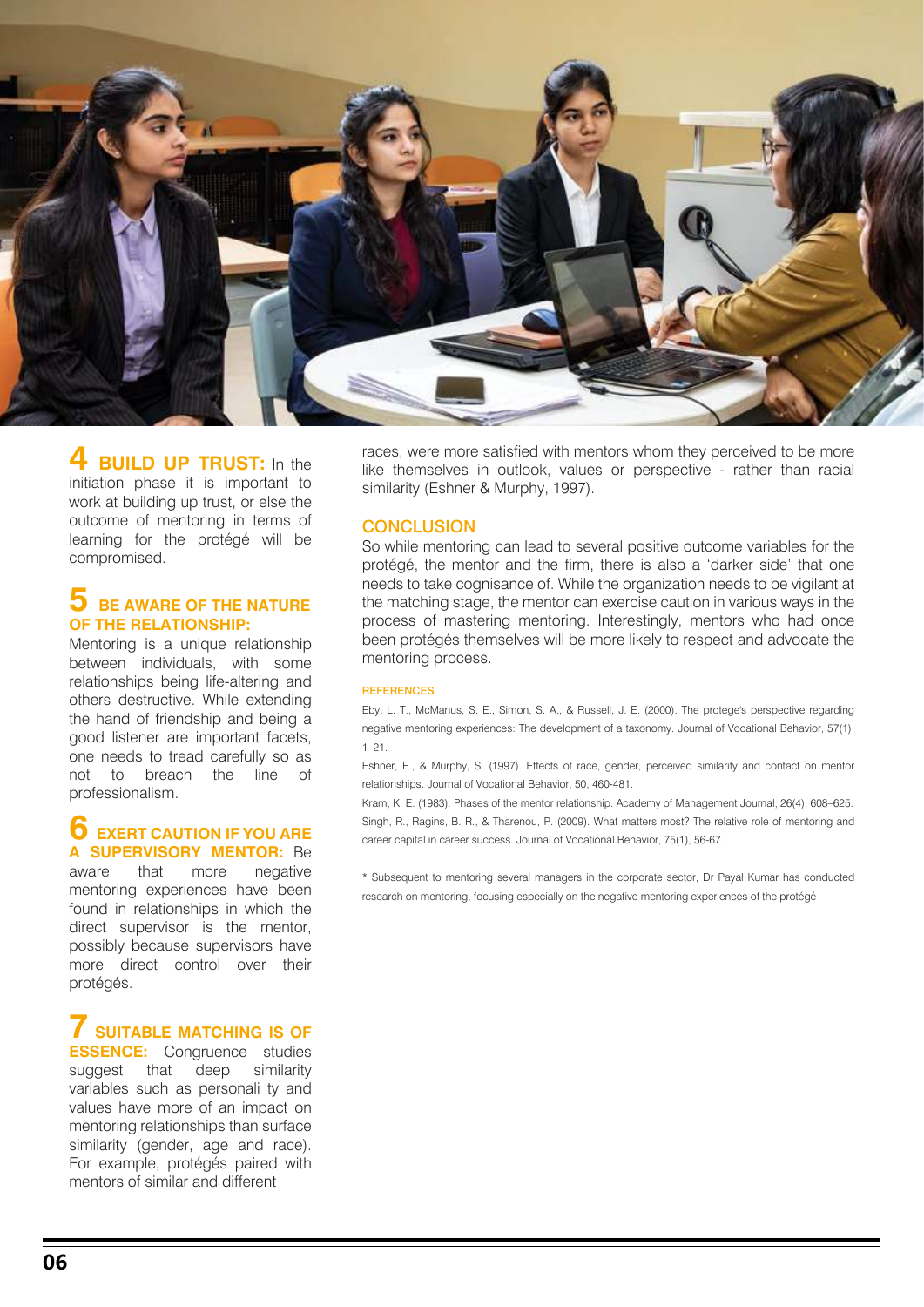**4 BUILD UP TRUST:** In the initiation phase it is important to work at building up trust, or else the outcome of mentoring in terms of learning for the protégé will be compromised.

**5 BE AWARE OF THE NATURE OF THE RELATIONSHIP:** Mentoring is a unique relationship between individuals, with some relationships being life-altering and others destructive. While extending the hand of friendship and being a good listener are important facets, one needs to tread carefully so as not to breach the line of professionalism.

**6 EXERT CAUTION IF YOU ARE A SUPERVISORY MENTOR:** Be aware that more negative mentoring experiences have been found in relationships in which the direct supervisor is the mentor, possibly because supervisors have more direct control over their protégés.

**7 SUITABLE MATCHING IS OF ESSENCE:** Congruence studies suggest that deep similarity variables such as personali ty and values have more of an impact on mentoring relationships than surface similarity (gender, age and race). For example, protégés paired with mentors of similar and different races, were more satisfied with mentors whom they perceived to be more like themselves in outlook, values or perspective - rather than racial similarity (Eshner & Murphy, 1997).

## CONCLUSION

So while mentoring can lead to several positive outcome variables for the protégé, the mentor and the firm, there is also a 'darker side' that one needs to take cognisance of. While the organization needs to be vigilant at the matching stage, the mentor can exercise caution in various ways in the process of mastering mentoring. Interestingly, mentors who had once been protégés themselves will be more likely to respect and advocate the mentoring process.

### REFERENCES

Eby, L. T., McManus, S. E., Simon, S. A., & Russell, J. E. (2000). The protege's perspective regarding negative mentoring experiences: The development of a taxonomy. Journal of Vocational Behavior, 57(1), 1–21.

Eshner, E., & Murphy, S. (1997). Effects of race, gender, perceived similarity and contact on mentor relationships. Journal of Vocational Behavior, 50, 460-481.

Kram, K. E. (1983). Phases of the mentor relationship. Academy of Management Journal, 26(4), 608–625.

Singh, R., Ragins, B. R., & Tharenou, P. (2009). What matters most? The relative role of mentoring and career capital in career success. Journal of Vocational Behavior, 75(1), 56-67.

* Subsequent to mentoring several managers in the corporate sector, Dr Payal Kumar has conducted research on mentoring, focusing especially on the negative mentoring experiences of the protégé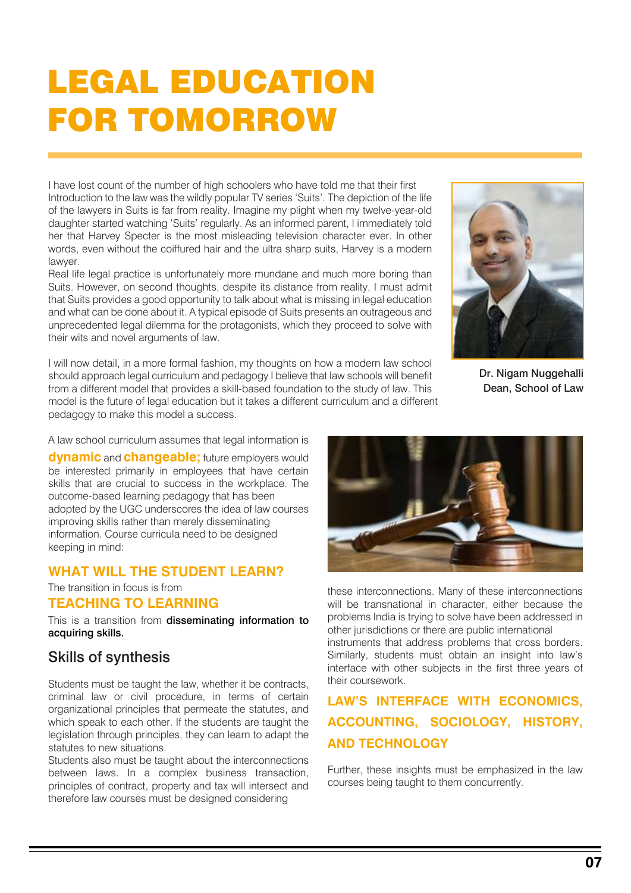# LEGAL EDUCATION FOR TOMORROW

I have lost count of the number of high schoolers who have told me that their first Introduction to the law was the wildly popular TV series 'Suits'. The depiction of the life of the lawyers in Suits is far from reality. Imagine my plight when my twelve-year-old daughter started watching 'Suits' regularly. As an informed parent, I immediately told her that Harvey Specter is the most misleading television character ever. In other words, even without the coiffured hair and the ultra sharp suits, Harvey is a modern lawyer.

Real life legal practice is unfortunately more mundane and much more boring than Suits. However, on second thoughts, despite its distance from reality, I must admit that Suits provides a good opportunity to talk about what is missing in legal education and what can be done about it. A typical episode of Suits presents an outrageous and unprecedented legal dilemma for the protagonists, which they proceed to solve with their wits and novel arguments of law.

I will now detail, in a more formal fashion, my thoughts on how a modern law school should approach legal curriculum and pedagogy I believe that law schools will benefit from a different model that provides a skill-based foundation to the study of law. This model is the future of legal education but it takes a different curriculum and a different pedagogy to make this model a success.

**Dr. Nigam Nuggehalli**
**Dean, School of Law**

A law school curriculum assumes that legal information is **dynamic** and **changeable;** future employers would be interested primarily in employees that have certain skills that are crucial to success in the workplace. The outcome-based learning pedagogy that has been adopted by the UGC underscores the idea of law courses improving skills rather than merely disseminating information. Course curricula need to be designed keeping in mind:

## WHAT WILL THE STUDENT LEARN?

The transition in focus is from

## TEACHING TO LEARNING

This is a transition from **disseminating information to acquiring skills.**

### Skills of synthesis

Students must be taught the law, whether it be contracts, criminal law or civil procedure, in terms of certain organizational principles that permeate the statutes, and which speak to each other. If the students are taught the legislation through principles, they can learn to adapt the statutes to new situations.

Students also must be taught about the interconnections between laws. In a complex business transaction, principles of contract, property and tax will intersect and therefore law courses must be designed considering these interconnections. Many of these interconnections will be transnational in character, either because the problems India is trying to solve have been addressed in other jurisdictions or there are public international instruments that address problems that cross borders. Similarly, students must obtain an insight into law's interface with other subjects in the first three years of their coursework.

## LAW'S INTERFACE WITH ECONOMICS, ACCOUNTING, SOCIOLOGY, HISTORY, AND TECHNOLOGY

Further, these insights must be emphasized in the law courses being taught to them concurrently.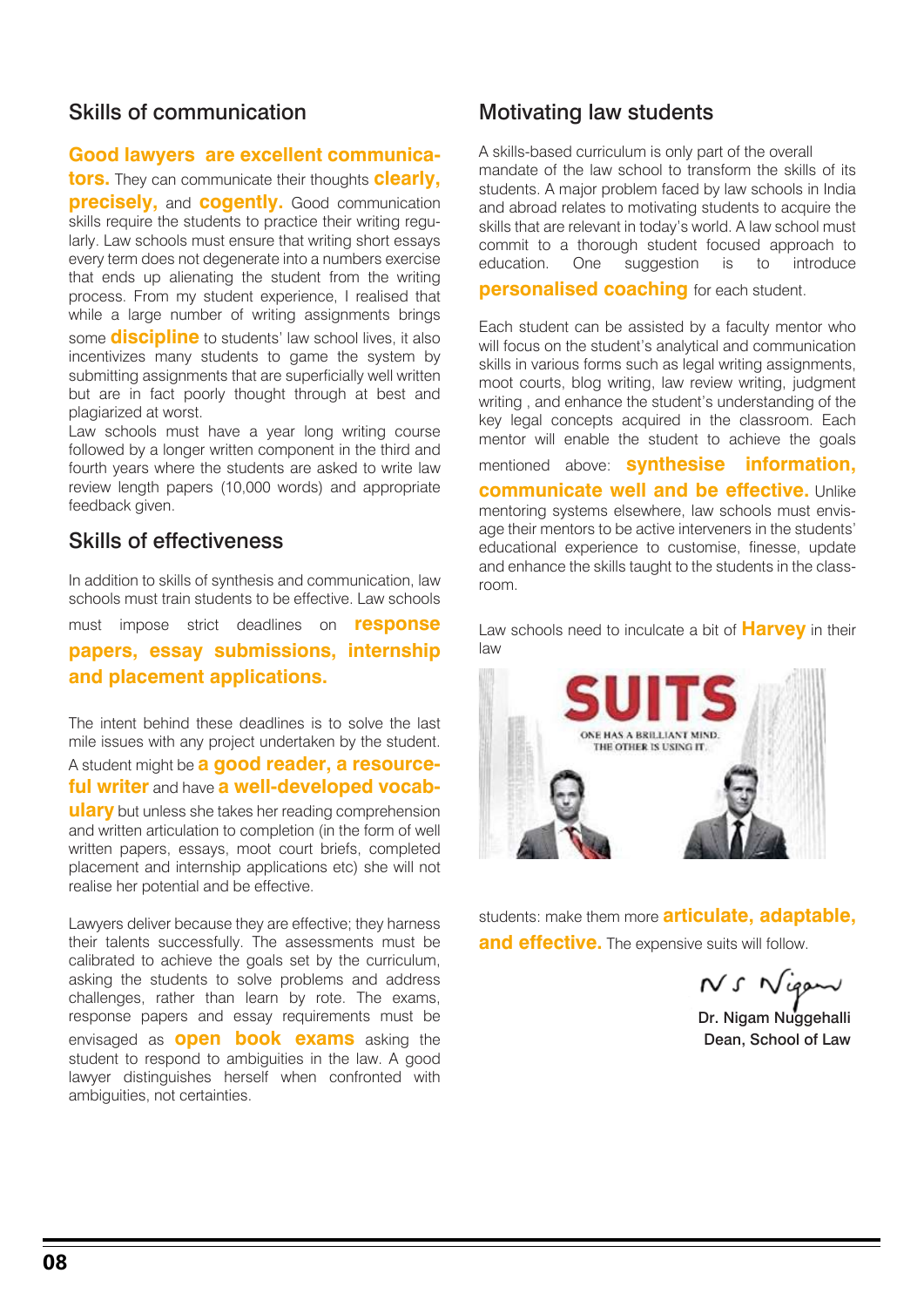## Skills of communication

**Good lawyers are excellent communicators.** They can communicate their thoughts **clearly, precisely,** and **cogently.** Good communication skills require the students to practice their writing regularly. Law schools must ensure that writing short essays every term does not degenerate into a numbers exercise that ends up alienating the student from the writing process. From my student experience, I realised that while a large number of writing assignments brings some **discipline** to students' law school lives, it also incentivizes many students to game the system by submitting assignments that are superficially well written but are in fact poorly thought through at best and plagiarized at worst.

Law schools must have a year long writing course followed by a longer written component in the third and fourth years where the students are asked to write law review length papers (10,000 words) and appropriate feedback given.

## Skills of effectiveness

In addition to skills of synthesis and communication, law schools must train students to be effective. Law schools must impose strict deadlines on **response papers, essay submissions, internship and placement applications.**

The intent behind these deadlines is to solve the last mile issues with any project undertaken by the student. A student might be **a good reader, a resourceful writer** and have **a well-developed vocabulary** but unless she takes her reading comprehension and written articulation to completion (in the form of well written papers, essays, moot court briefs, completed placement and internship applications etc) she will not realise her potential and be effective.

Lawyers deliver because they are effective; they harness their talents successfully. The assessments must be calibrated to achieve the goals set by the curriculum, asking the students to solve problems and address challenges, rather than learn by rote. The exams, response papers and essay requirements must be envisaged as **open book exams** asking the student to respond to ambiguities in the law. A good lawyer distinguishes herself when confronted with ambiguities, not certainties.

## Motivating law students

A skills-based curriculum is only part of the overall mandate of the law school to transform the skills of its students. A major problem faced by law schools in India and abroad relates to motivating students to acquire the skills that are relevant in today's world. A law school must commit to a thorough student focused approach to education. One suggestion is to introduce **personalised coaching** for each student.

Each student can be assisted by a faculty mentor who will focus on the student's analytical and communication skills in various forms such as legal writing assignments, moot courts, blog writing, law review writing, judgment writing , and enhance the student's understanding of the key legal concepts acquired in the classroom. Each mentor will enable the student to achieve the goals mentioned above: **synthesise information, communicate well and be effective.** Unlike mentoring systems elsewhere, law schools must envisage their mentors to be active interveners in the students' educational experience to customise, finesse, update and enhance the skills taught to the students in the classroom.

Law schools need to inculcate a bit of **Harvey** in their law students: make them more **articulate, adaptable, and effective.** The expensive suits will follow.

Dr. Nigam Nuggehalli
Dean, School of Law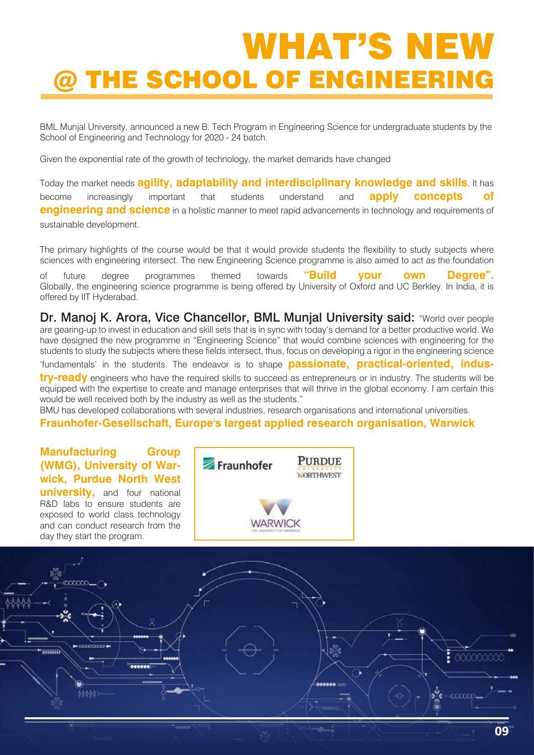# WHAT'S NEW
# @ THE SCHOOL OF ENGINEERING

BML Munjal University, announced a new B. Tech Program in Engineering Science for undergraduate students by the School of Engineering and Technology for 2020 - 24 batch.

Given the exponential rate of the growth of technology, the market demands have changed

Today the market needs **agility, adaptability and interdisciplinary knowledge and skills**. It has become increasingly important that students understand and **apply concepts of engineering and science** in a holistic manner to meet rapid advancements in technology and requirements of sustainable development.

The primary highlights of the course would be that it would provide students the flexibility to study subjects where sciences with engineering intersect. The new Engineering Science programme is also aimed to act as the foundation of future degree programmes themed towards **"Build your own Degree".** Globally, the engineering science programme is being offered by University of Oxford and UC Berkley. In India, it is offered by IIT Hyderabad.

**Dr. Manoj K. Arora, Vice Chancellor, BML Munjal University said:** "World over people are gearing-up to invest in education and skill sets that is in sync with today's demand for a better productive world. We have designed the new programme in "Engineering Science" that would combine sciences with engineering for the students to study the subjects where these fields intersect, thus, focus on developing a rigor in the engineering science 'fundamentals' in the students. The endeavor is to shape **passionate, practical-oriented, industry-ready** engineers who have the required skills to succeed as entrepreneurs or in industry. The students will be equipped with the expertise to create and manage enterprises that will thrive in the global economy. I am certain this would be well received both by the industry as well as the students."

BMU has developed collaborations with several industries, research organisations and international universities. **Fraunhofer-Gesellschaft, Europe's largest applied research organisation, Warwick Manufacturing Group (WMG), University of Warwick, Purdue North West university,** and four national R&D labs to ensure students are exposed to world class technology and can conduct research from the day they start the program.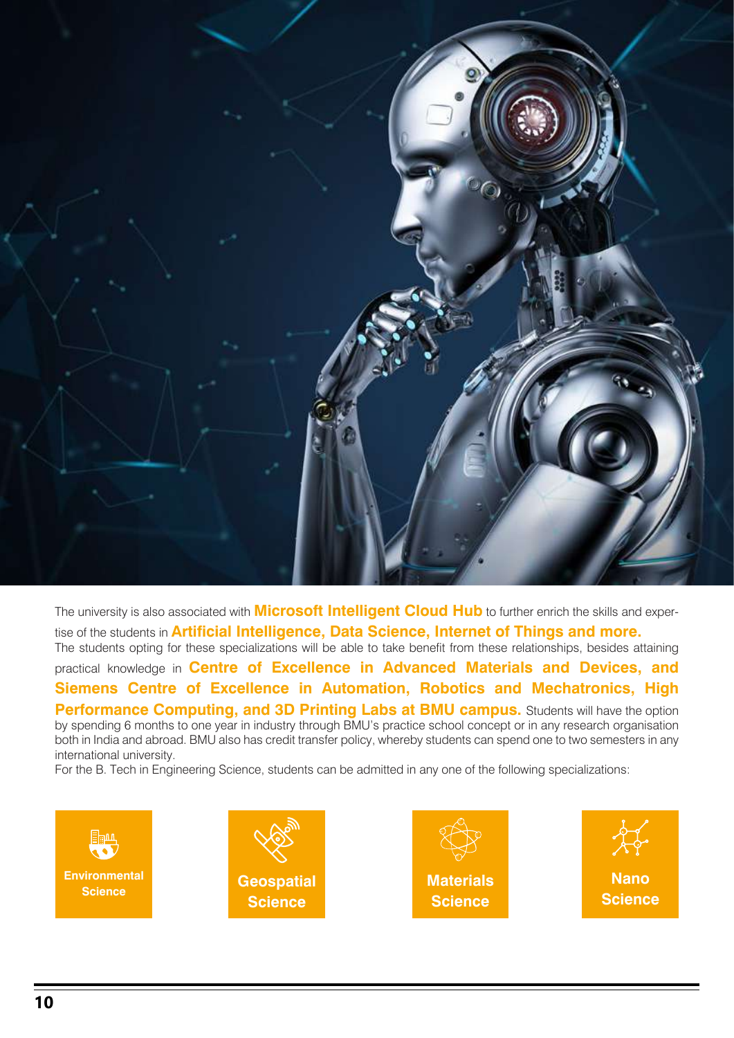The university is also associated with **Microsoft Intelligent Cloud Hub** to further enrich the skills and expertise of the students in **Artificial Intelligence, Data Science, Internet of Things and more.**
The students opting for these specializations will be able to take benefit from these relationships, besides attaining practical knowledge in **Centre of Excellence in Advanced Materials and Devices, and Siemens Centre of Excellence in Automation, Robotics and Mechatronics, High Performance Computing, and 3D Printing Labs at BMU campus.** Students will have the option by spending 6 months to one year in industry through BMU's practice school concept or in any research organisation both in India and abroad. BMU also has credit transfer policy, whereby students can spend one to two semesters in any international university.
For the B. Tech in Engineering Science, students can be admitted in any one of the following specializations:

- **Environmental Science**
- **Geospatial Science**
- **Materials Science**
- **Nano Science**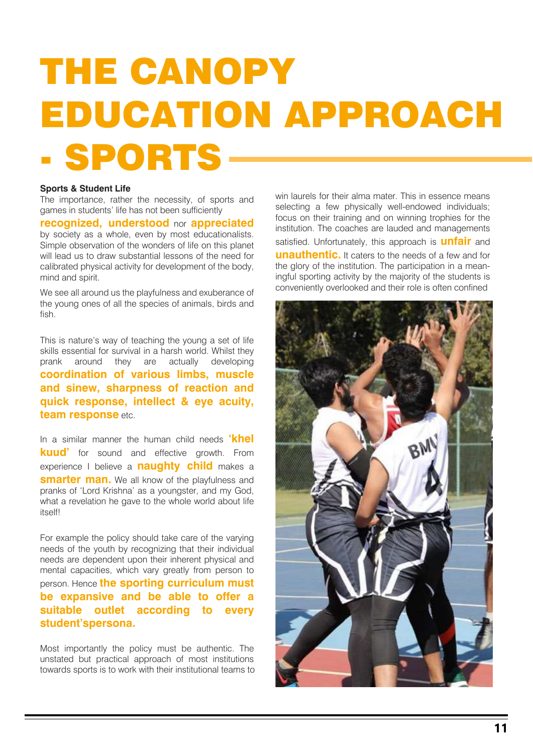# THE CANOPY EDUCATION APPROACH - SPORTS

**Sports & Student Life**

The importance, rather the necessity, of sports and games in students' life has not been sufficiently **recognized, understood** nor **appreciated** by society as a whole, even by most educationalists. Simple observation of the wonders of life on this planet will lead us to draw substantial lessons of the need for calibrated physical activity for development of the body, mind and spirit.

We see all around us the playfulness and exuberance of the young ones of all the species of animals, birds and fish.

This is nature's way of teaching the young a set of life skills essential for survival in a harsh world. Whilst they prank around they are actually developing **coordination of various limbs, muscle and sinew, sharpness of reaction and quick response, intellect & eye acuity, team response** etc.

In a similar manner the human child needs **'khel kuud'** for sound and effective growth. From experience I believe a **naughty child** makes a **smarter man.** We all know of the playfulness and pranks of 'Lord Krishna' as a youngster, and my God, what a revelation he gave to the whole world about life itself!

For example the policy should take care of the varying needs of the youth by recognizing that their individual needs are dependent upon their inherent physical and mental capacities, which vary greatly from person to person. Hence **the sporting curriculum must be expansive and be able to offer a suitable outlet according to every student'spersona.**

Most importantly the policy must be authentic. The unstated but practical approach of most institutions towards sports is to work with their institutional teams to win laurels for their alma mater. This in essence means selecting a few physically well-endowed individuals; focus on their training and on winning trophies for the institution. The coaches are lauded and managements satisfied. Unfortunately, this approach is **unfair** and **unauthentic.** It caters to the needs of a few and for the glory of the institution. The participation in a meaningful sporting activity by the majority of the students is conveniently overlooked and their role is often confined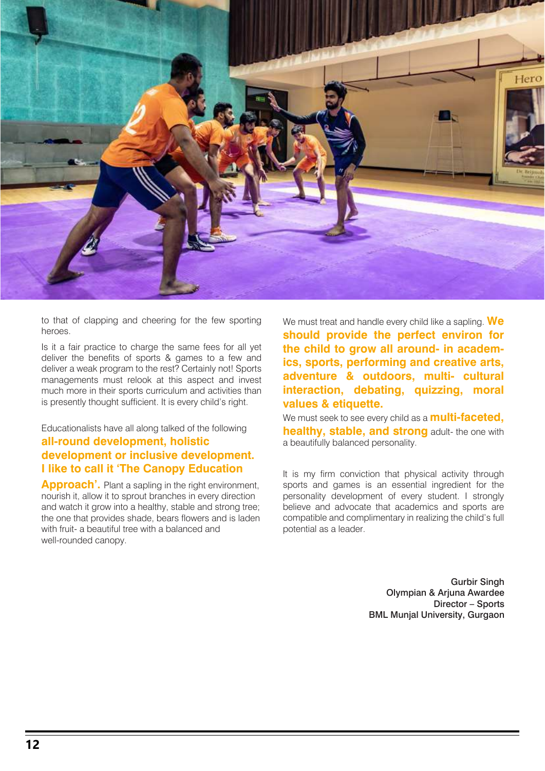to that of clapping and cheering for the few sporting heroes.

Is it a fair practice to charge the same fees for all yet deliver the benefits of sports & games to a few and deliver a weak program to the rest? Certainly not! Sports managements must relook at this aspect and invest much more in their sports curriculum and activities than is presently thought sufficient. It is every child's right.

Educationalists have all along talked of the following **all-round development, holistic development or inclusive development. I like to call it 'The Canopy Education Approach'.** Plant a sapling in the right environment, nourish it, allow it to sprout branches in every direction and watch it grow into a healthy, stable and strong tree; the one that provides shade, bears flowers and is laden with fruit- a beautiful tree with a balanced and well-rounded canopy.

We must treat and handle every child like a sapling. **We should provide the perfect environ for the child to grow all around- in academics, sports, performing and creative arts, adventure & outdoors, multi- cultural interaction, debating, quizzing, moral values & etiquette.**

We must seek to see every child as a **multi-faceted, healthy, stable, and strong** adult- the one with a beautifully balanced personality.

It is my firm conviction that physical activity through sports and games is an essential ingredient for the personality development of every student. I strongly believe and advocate that academics and sports are compatible and complimentary in realizing the child's full potential as a leader.

**Gurbir Singh**
**Olympian & Arjuna Awardee**
**Director – Sports**
**BML Munjal University, Gurgaon**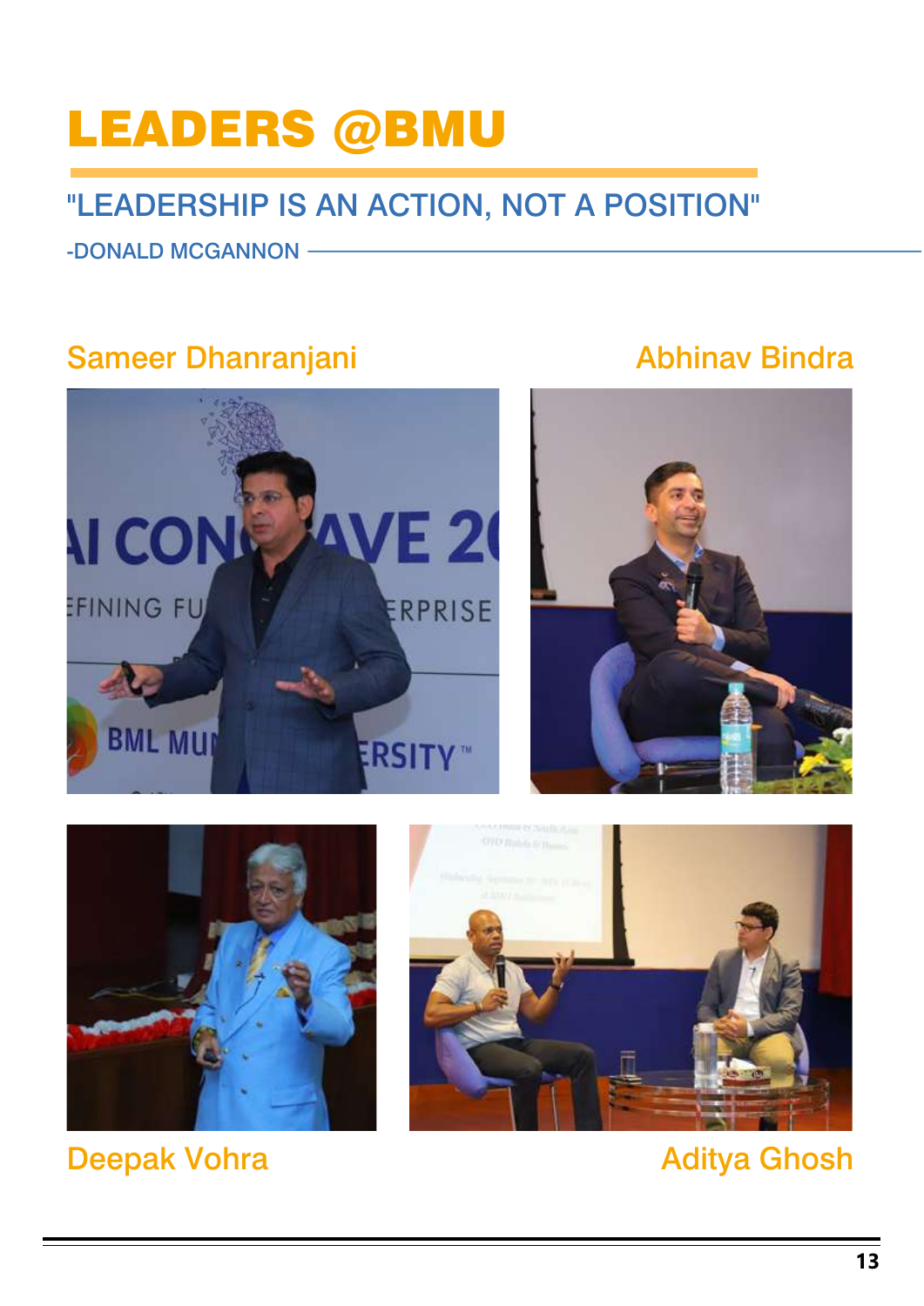# LEADERS @BMU

## "LEADERSHIP IS AN ACTION, NOT A POSITION"

-DONALD MCGANNON

Sameer Dhanranjani

Abhinav Bindra

Deepak Vohra

Aditya Ghosh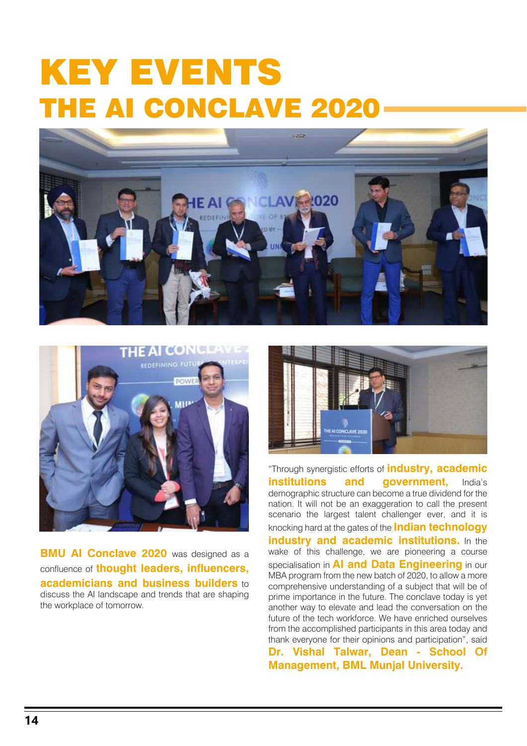# KEY EVENTS

## THE AI CONCLAVE 2020

**BMU AI Conclave 2020** was designed as a confluence of **thought leaders, influencers, academicians and business builders** to discuss the AI landscape and trends that are shaping the workplace of tomorrow.

"Through synergistic efforts of **industry, academic institutions and government,** India's demographic structure can become a true dividend for the nation. It will not be an exaggeration to call the present scenario the largest talent challenger ever, and it is knocking hard at the gates of the **Indian technology industry and academic institutions.** In the wake of this challenge, we are pioneering a course specialisation in **AI and Data Engineering** in our MBA program from the new batch of 2020, to allow a more comprehensive understanding of a subject that will be of prime importance in the future. The conclave today is yet another way to elevate and lead the conversation on the future of the tech workforce. We have enriched ourselves from the accomplished participants in this area today and thank everyone for their opinions and participation", said **Dr. Vishal Talwar, Dean - School Of Management, BML Munjal University.**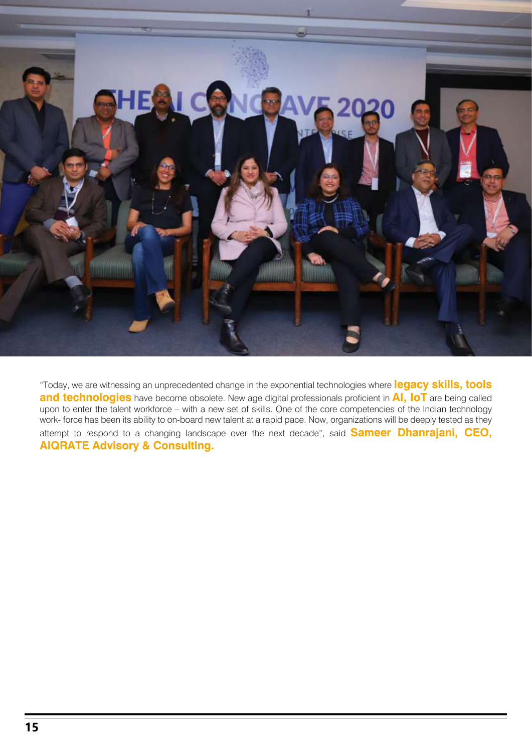"Today, we are witnessing an unprecedented change in the exponential technologies where **legacy skills, tools and technologies** have become obsolete. New age digital professionals proficient in **AI, IoT** are being called upon to enter the talent workforce – with a new set of skills. One of the core competencies of the Indian technology work- force has been its ability to on-board new talent at a rapid pace. Now, organizations will be deeply tested as they attempt to respond to a changing landscape over the next decade", said **Sameer Dhanrajani, CEO, AIQRATE Advisory & Consulting.**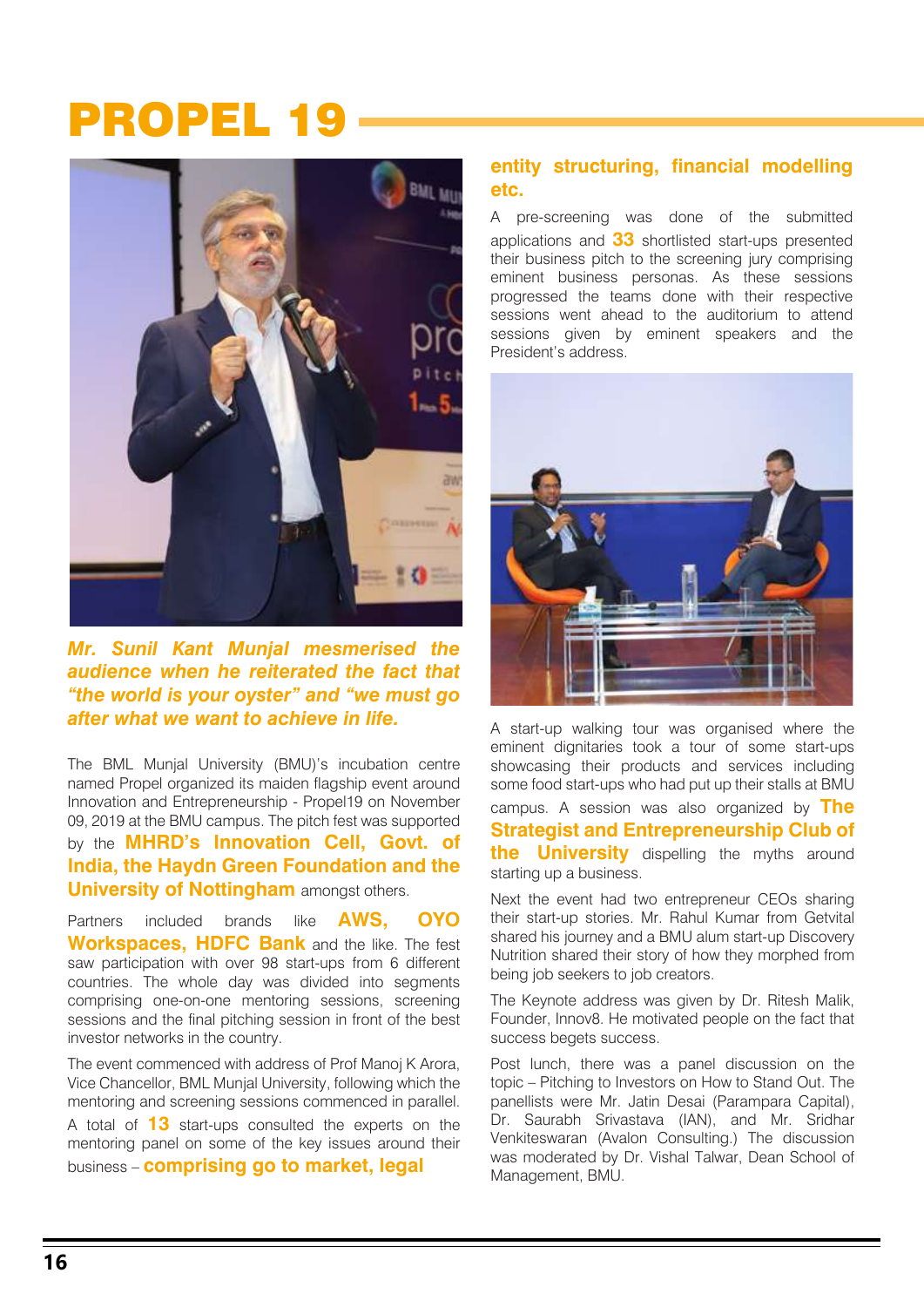# PROPEL 19

***Mr. Sunil Kant Munjal mesmerised the audience when he reiterated the fact that "the world is your oyster" and "we must go after what we want to achieve in life.***

The BML Munjal University (BMU)'s incubation centre named Propel organized its maiden flagship event around Innovation and Entrepreneurship - Propel19 on November 09, 2019 at the BMU campus. The pitch fest was supported by the **MHRD's Innovation Cell, Govt. of India, the Haydn Green Foundation and the University of Nottingham** amongst others.

Partners included brands like **AWS, OYO Workspaces, HDFC Bank** and the like. The fest saw participation with over 98 start-ups from 6 different countries. The whole day was divided into segments comprising one-on-one mentoring sessions, screening sessions and the final pitching session in front of the best investor networks in the country.

The event commenced with address of Prof Manoj K Arora, Vice Chancellor, BML Munjal University, following which the mentoring and screening sessions commenced in parallel. A total of **13** start-ups consulted the experts on the mentoring panel on some of the key issues around their business – **comprising go to market, legal entity structuring, financial modelling etc.**

A pre-screening was done of the submitted applications and **33** shortlisted start-ups presented their business pitch to the screening jury comprising eminent business personas. As these sessions progressed the teams done with their respective sessions went ahead to the auditorium to attend sessions given by eminent speakers and the President's address.

A start-up walking tour was organised where the eminent dignitaries took a tour of some start-ups showcasing their products and services including some food start-ups who had put up their stalls at BMU campus. A session was also organized by **The Strategist and Entrepreneurship Club of the University** dispelling the myths around starting up a business.

Next the event had two entrepreneur CEOs sharing their start-up stories. Mr. Rahul Kumar from Getvital shared his journey and a BMU alum start-up Discovery Nutrition shared their story of how they morphed from being job seekers to job creators.

The Keynote address was given by Dr. Ritesh Malik, Founder, Innov8. He motivated people on the fact that success begets success.

Post lunch, there was a panel discussion on the topic – Pitching to Investors on How to Stand Out. The panellists were Mr. Jatin Desai (Parampara Capital), Dr. Saurabh Srivastava (IAN), and Mr. Sridhar Venkiteswaran (Avalon Consulting.) The discussion was moderated by Dr. Vishal Talwar, Dean School of Management, BMU.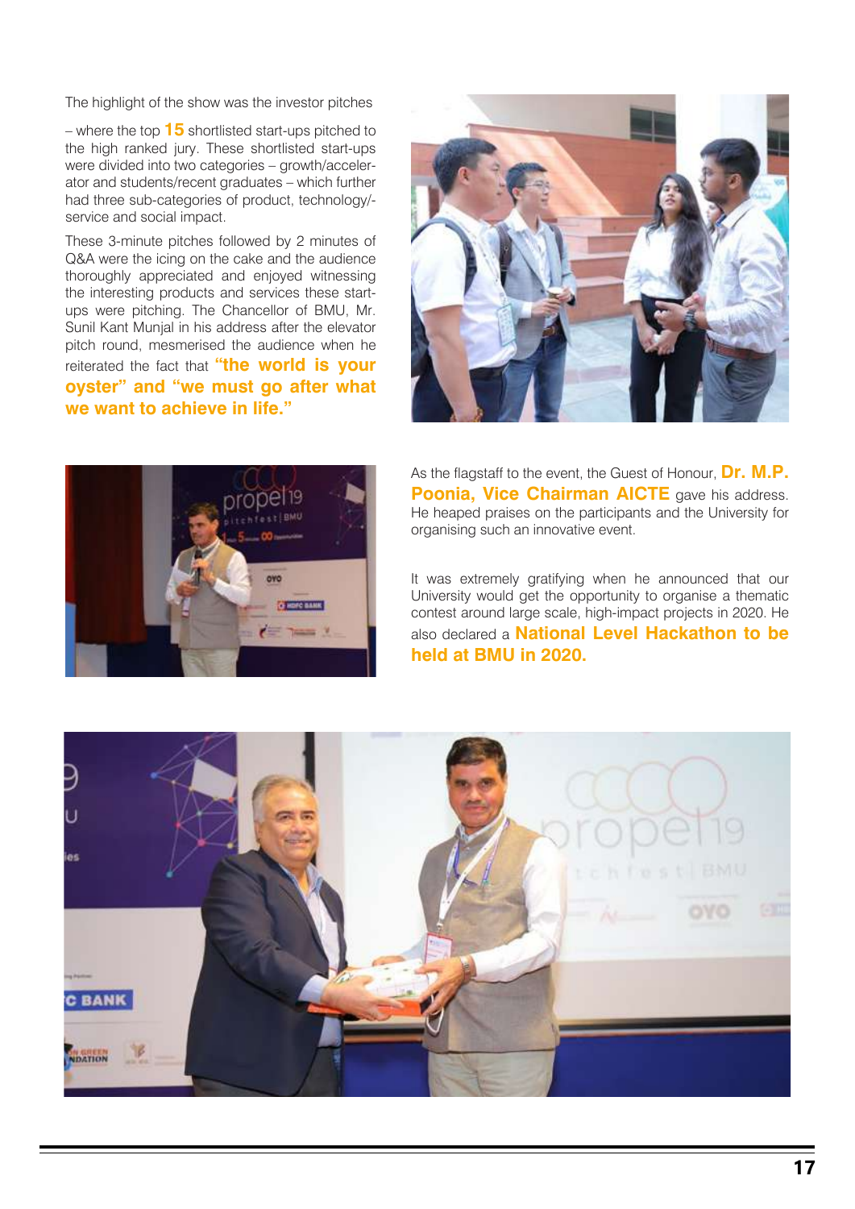The highlight of the show was the investor pitches – where the top **15** shortlisted start-ups pitched to the high ranked jury. These shortlisted start-ups were divided into two categories – growth/accelerator and students/recent graduates – which further had three sub-categories of product, technology/-service and social impact.

These 3-minute pitches followed by 2 minutes of Q&A were the icing on the cake and the audience thoroughly appreciated and enjoyed witnessing the interesting products and services these start-ups were pitching. The Chancellor of BMU, Mr. Sunil Kant Munjal in his address after the elevator pitch round, mesmerised the audience when he reiterated the fact that **"the world is your oyster" and "we must go after what we want to achieve in life."**

As the flagstaff to the event, the Guest of Honour, **Dr. M.P. Poonia, Vice Chairman AICTE** gave his address. He heaped praises on the participants and the University for organising such an innovative event.

It was extremely gratifying when he announced that our University would get the opportunity to organise a thematic contest around large scale, high-impact projects in 2020. He also declared a **National Level Hackathon to be held at BMU in 2020.**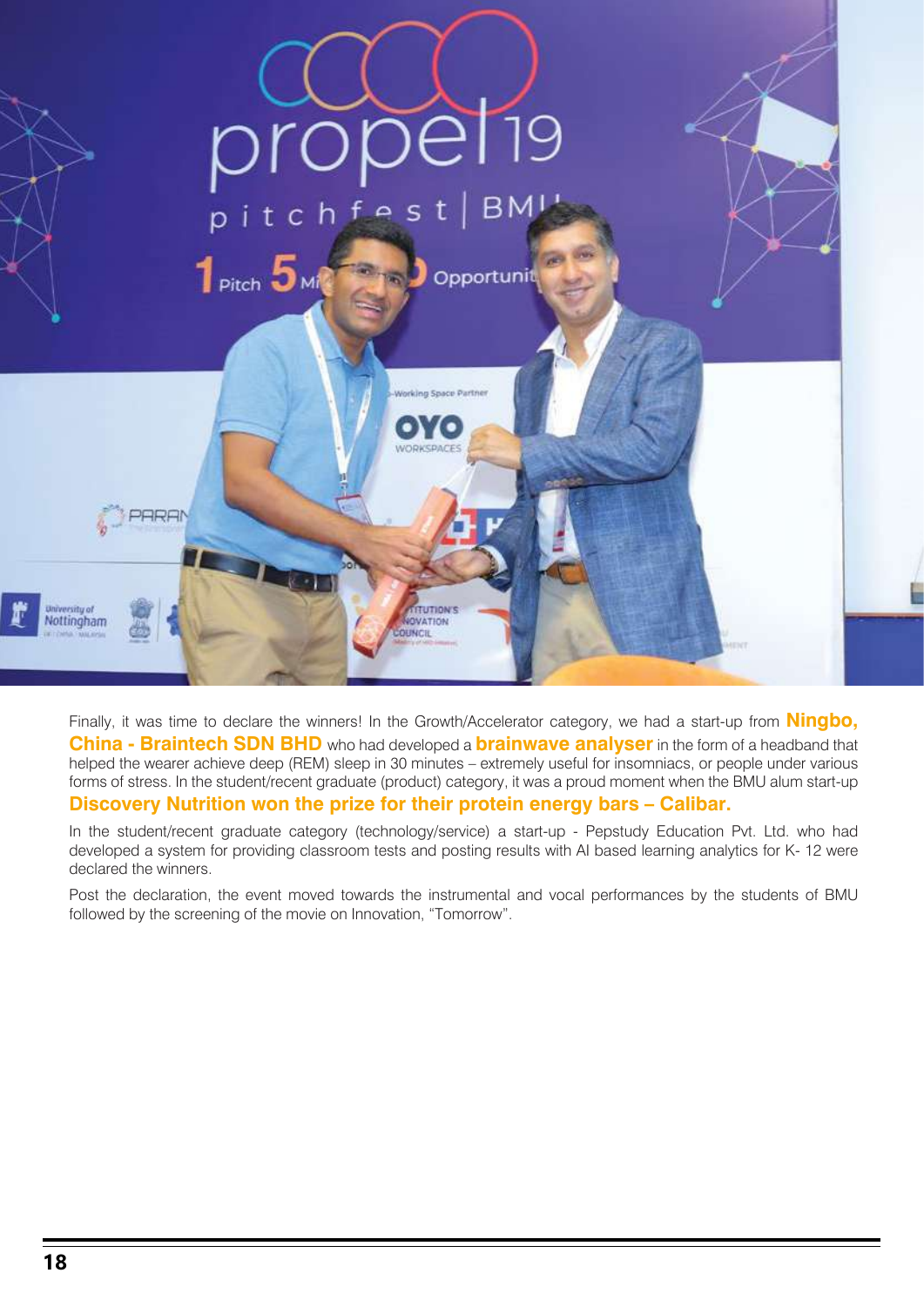Finally, it was time to declare the winners! In the Growth/Accelerator category, we had a start-up from **Ningbo, China - Braintech SDN BHD** who had developed a **brainwave analyser** in the form of a headband that helped the wearer achieve deep (REM) sleep in 30 minutes – extremely useful for insomniacs, or people under various forms of stress. In the student/recent graduate (product) category, it was a proud moment when the BMU alum start-up **Discovery Nutrition won the prize for their protein energy bars – Calibar.**

In the student/recent graduate category (technology/service) a start-up - Pepstudy Education Pvt. Ltd. who had developed a system for providing classroom tests and posting results with AI based learning analytics for K- 12 were declared the winners.

Post the declaration, the event moved towards the instrumental and vocal performances by the students of BMU followed by the screening of the movie on Innovation, "Tomorrow".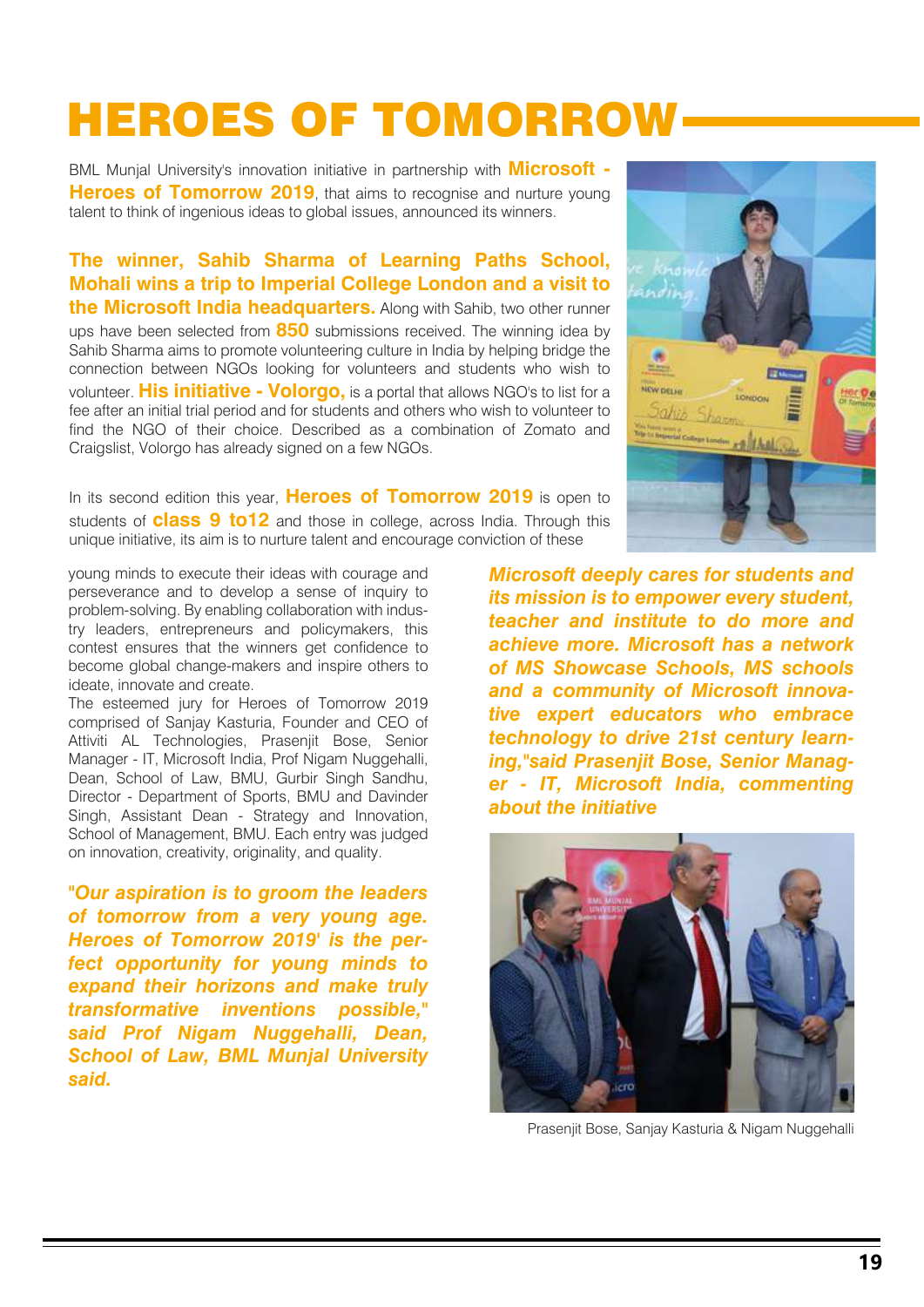# HEROES OF TOMORROW

BML Munjal University's innovation initiative in partnership with **Microsoft - Heroes of Tomorrow 2019**, that aims to recognise and nurture young talent to think of ingenious ideas to global issues, announced its winners.

**The winner, Sahib Sharma of Learning Paths School, Mohali wins a trip to Imperial College London and a visit to the Microsoft India headquarters.** Along with Sahib, two other runner ups have been selected from **850** submissions received. The winning idea by Sahib Sharma aims to promote volunteering culture in India by helping bridge the connection between NGOs looking for volunteers and students who wish to volunteer. **His initiative - Volorgo,** is a portal that allows NGO's to list for a fee after an initial trial period and for students and others who wish to volunteer to find the NGO of their choice. Described as a combination of Zomato and Craigslist, Volorgo has already signed on a few NGOs.

In its second edition this year, **Heroes of Tomorrow 2019** is open to students of **class 9 to12** and those in college, across India. Through this unique initiative, its aim is to nurture talent and encourage conviction of these young minds to execute their ideas with courage and perseverance and to develop a sense of inquiry to problem-solving. By enabling collaboration with industry leaders, entrepreneurs and policymakers, this contest ensures that the winners get confidence to become global change-makers and inspire others to ideate, innovate and create.

The esteemed jury for Heroes of Tomorrow 2019 comprised of Sanjay Kasturia, Founder and CEO of Attiviti AL Technologies, Prasenjit Bose, Senior Manager - IT, Microsoft India, Prof Nigam Nuggehalli, Dean, School of Law, BMU, Gurbir Singh Sandhu, Director - Department of Sports, BMU and Davinder Singh, Assistant Dean - Strategy and Innovation, School of Management, BMU. Each entry was judged on innovation, creativity, originality, and quality.

***"Our aspiration is to groom the leaders of tomorrow from a very young age. Heroes of Tomorrow 2019' is the perfect opportunity for young minds to expand their horizons and make truly transformative inventions possible," said Prof Nigam Nuggehalli, Dean, School of Law, BML Munjal University said.***

***Microsoft deeply cares for students and its mission is to empower every student, teacher and institute to do more and achieve more. Microsoft has a network of MS Showcase Schools, MS schools and a community of Microsoft innovative expert educators who embrace technology to drive 21st century learning,"said Prasenjit Bose, Senior Manager - IT, Microsoft India, commenting about the initiative***

Prasenjit Bose, Sanjay Kasturia & Nigam Nuggehalli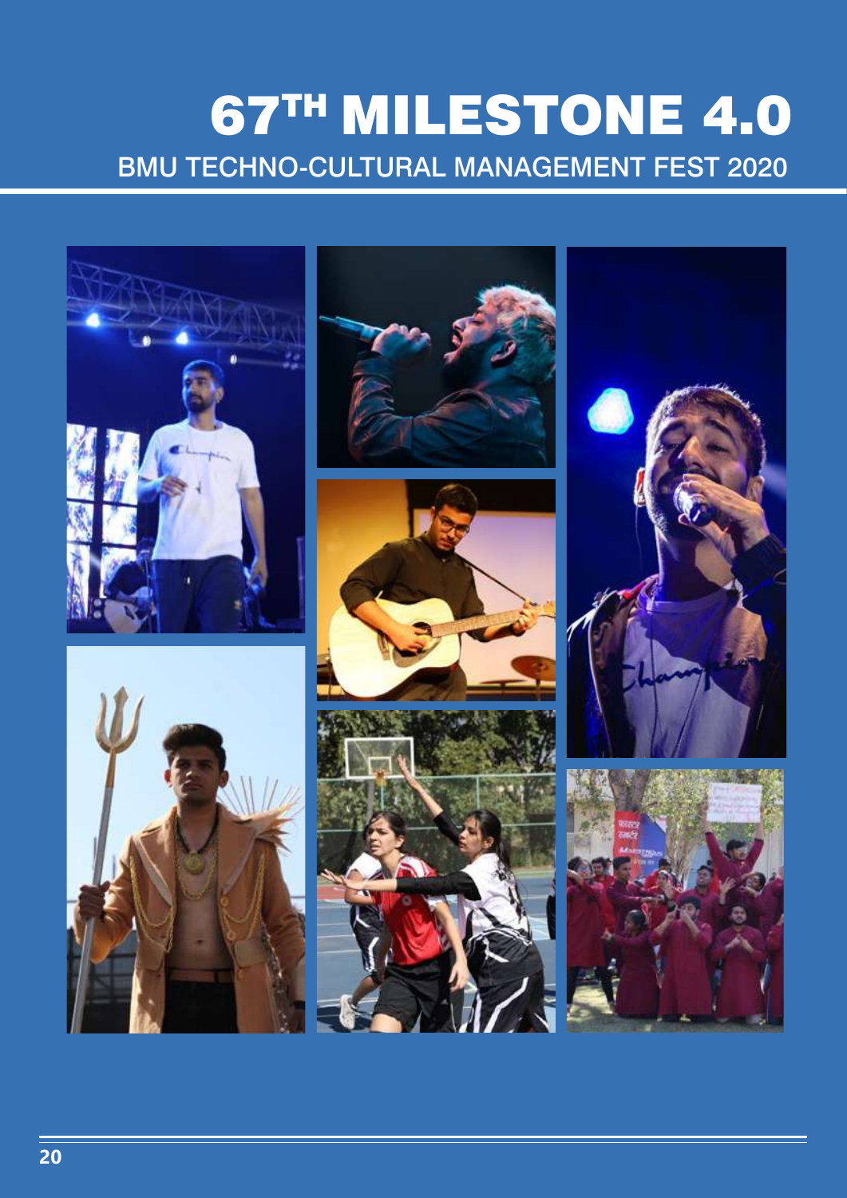# 67TH MILESTONE 4.0

## BMU TECHNO-CULTURAL MANAGEMENT FEST 2020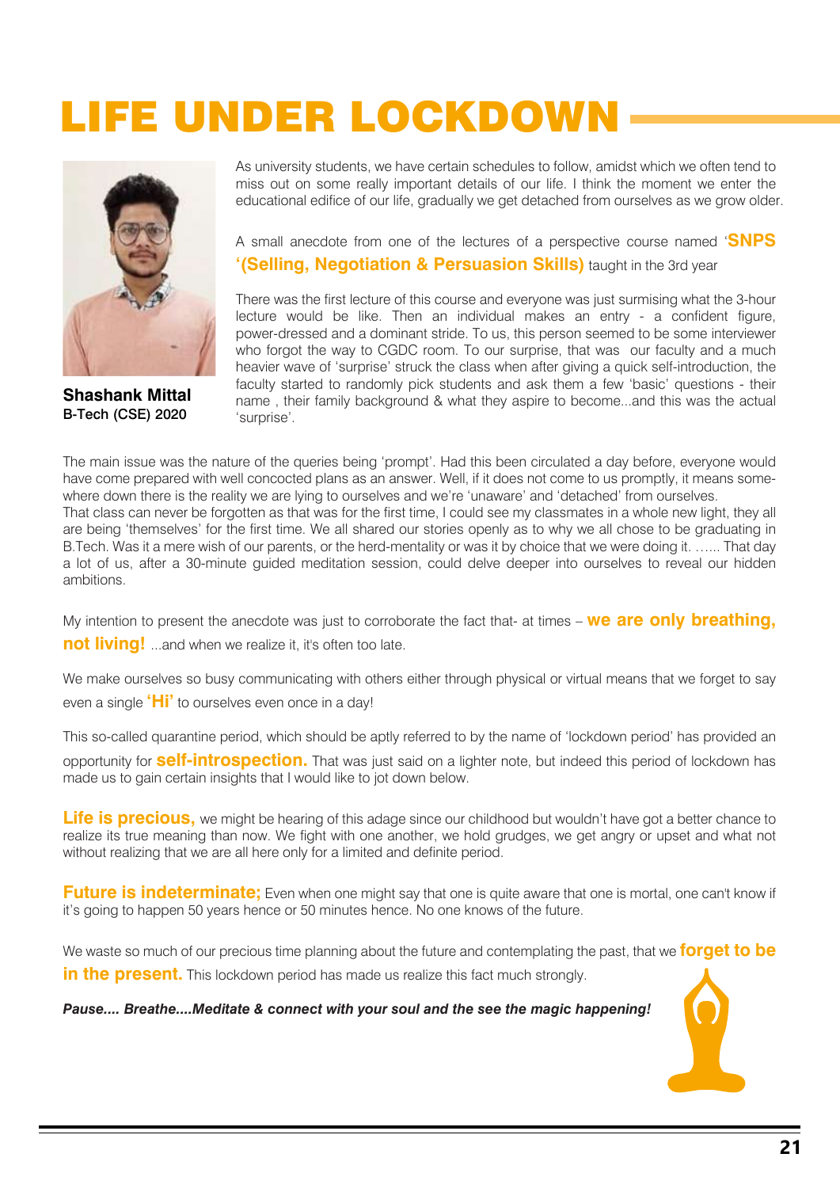# LIFE UNDER LOCKDOWN

**Shashank Mittal**
**B-Tech (CSE) 2020**

As university students, we have certain schedules to follow, amidst which we often tend to miss out on some really important details of our life. I think the moment we enter the educational edifice of our life, gradually we get detached from ourselves as we grow older.

A small anecdote from one of the lectures of a perspective course named '**SNPS '(Selling, Negotiation & Persuasion Skills)** taught in the 3rd year

There was the first lecture of this course and everyone was just surmising what the 3-hour lecture would be like. Then an individual makes an entry - a confident figure, power-dressed and a dominant stride. To us, this person seemed to be some interviewer who forgot the way to CGDC room. To our surprise, that was our faculty and a much heavier wave of 'surprise' struck the class when after giving a quick self-introduction, the faculty started to randomly pick students and ask them a few 'basic' questions - their name , their family background & what they aspire to become...and this was the actual 'surprise'.

The main issue was the nature of the queries being 'prompt'. Had this been circulated a day before, everyone would have come prepared with well concocted plans as an answer. Well, if it does not come to us promptly, it means somewhere down there is the reality we are lying to ourselves and we're 'unaware' and 'detached' from ourselves.
That class can never be forgotten as that was for the first time, I could see my classmates in a whole new light, they all are being 'themselves' for the first time. We all shared our stories openly as to why we all chose to be graduating in B.Tech. Was it a mere wish of our parents, or the herd-mentality or was it by choice that we were doing it. …... That day a lot of us, after a 30-minute guided meditation session, could delve deeper into ourselves to reveal our hidden ambitions.

My intention to present the anecdote was just to corroborate the fact that- at times – **we are only breathing, not living!** ...and when we realize it, it's often too late.

We make ourselves so busy communicating with others either through physical or virtual means that we forget to say even a single **'Hi'** to ourselves even once in a day!

This so-called quarantine period, which should be aptly referred to by the name of 'lockdown period' has provided an opportunity for **self-introspection.** That was just said on a lighter note, but indeed this period of lockdown has made us to gain certain insights that I would like to jot down below.

**Life is precious,** we might be hearing of this adage since our childhood but wouldn't have got a better chance to realize its true meaning than now. We fight with one another, we hold grudges, we get angry or upset and what not without realizing that we are all here only for a limited and definite period.

**Future is indeterminate;** Even when one might say that one is quite aware that one is mortal, one can't know if it's going to happen 50 years hence or 50 minutes hence. No one knows of the future.

We waste so much of our precious time planning about the future and contemplating the past, that we **forget to be in the present.** This lockdown period has made us realize this fact much strongly.

***Pause.... Breathe....Meditate & connect with your soul and the see the magic happening!***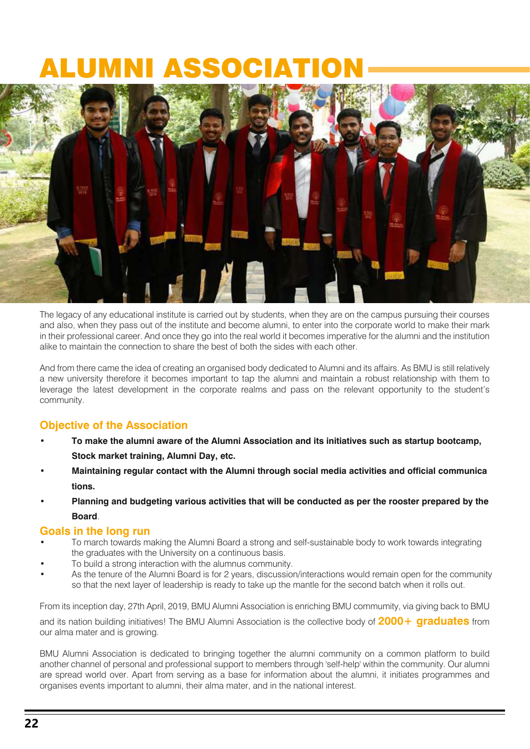# ALUMNI ASSOCIATION

The legacy of any educational institute is carried out by students, when they are on the campus pursuing their courses and also, when they pass out of the institute and become alumni, to enter into the corporate world to make their mark in their professional career. And once they go into the real world it becomes imperative for the alumni and the institution alike to maintain the connection to share the best of both the sides with each other.

And from there came the idea of creating an organised body dedicated to Alumni and its affairs. As BMU is still relatively a new university therefore it becomes important to tap the alumni and maintain a robust relationship with them to leverage the latest development in the corporate realms and pass on the relevant opportunity to the student's community.

## Objective of the Association

- **To make the alumni aware of the Alumni Association and its initiatives such as startup bootcamp, Stock market training, Alumni Day, etc.**
- **Maintaining regular contact with the Alumni through social media activities and official communica tions.**
- **Planning and budgeting various activities that will be conducted as per the rooster prepared by the Board**.

## Goals in the long run

- To march towards making the Alumni Board a strong and self-sustainable body to work towards integrating the graduates with the University on a continuous basis.
- To build a strong interaction with the alumnus community.
- As the tenure of the Alumni Board is for 2 years, discussion/interactions would remain open for the community so that the next layer of leadership is ready to take up the mantle for the second batch when it rolls out.

From its inception day, 27th April, 2019, BMU Alumni Association is enriching BMU commumity, via giving back to BMU and its nation building initiatives! The BMU Alumni Association is the collective body of **2000+ graduates** from our alma mater and is growing.

BMU Alumni Association is dedicated to bringing together the alumni community on a common platform to build another channel of personal and professional support to members through 'self-help' within the community. Our alumni are spread world over. Apart from serving as a base for information about the alumni, it initiates programmes and organises events important to alumni, their alma mater, and in the national interest.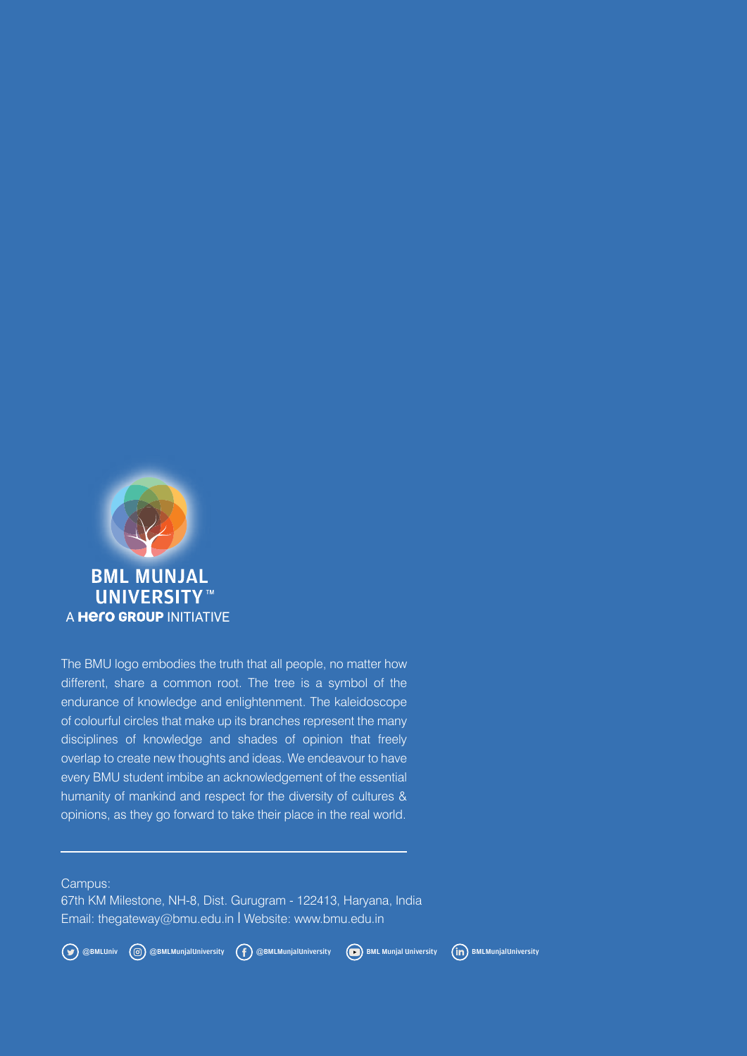**BML MUNJAL UNIVERSITY™**

A **Hero GROUP** INITIATIVE

The BMU logo embodies the truth that all people, no matter how different, share a common root. The tree is a symbol of the endurance of knowledge and enlightenment. The kaleidoscope of colourful circles that make up its branches represent the many disciplines of knowledge and shades of opinion that freely overlap to create new thoughts and ideas. We endeavour to have every BMU student imbibe an acknowledgement of the essential humanity of mankind and respect for the diversity of cultures & opinions, as they go forward to take their place in the real world.

---

Campus:

67th KM Milestone, NH-8, Dist. Gurugram - 122413, Haryana, India

Email: thegateway@bmu.edu.in | Website: www.bmu.edu.in

@BMLUniv @BMLMunjalUniversity @BMLMunjalUniversity BML Munjal University BMLMunjalUniversity